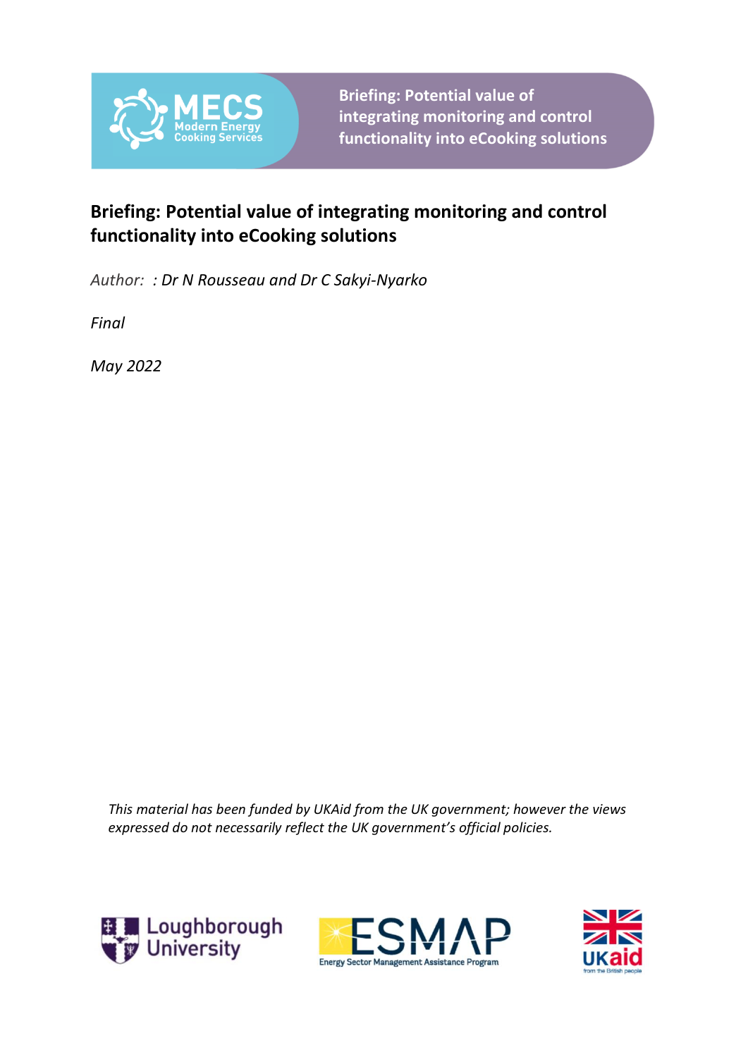Briefing: Potential value of integrating monitoring and control functionality into eCooking solutions

# Briefing: Potential value of integrating monitoring and control functionality into eCooking solutions

*Author: : Dr N Rousseau and Dr C Sakyi-Nyarko*

*Final*

*May 2022*

*This material has been funded by UKAid from the UK government; however the views expressed do not necessarily reflect the UK government's official policies.*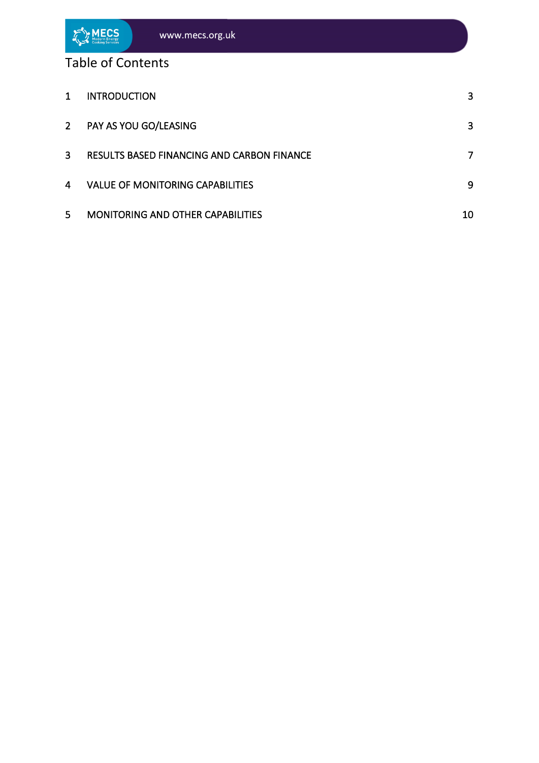# Table of Contents

| | | |
|---|---|---|
| 1 | INTRODUCTION | 3 |
| 2 | PAY AS YOU GO/LEASING | 3 |
| 3 | RESULTS BASED FINANCING AND CARBON FINANCE | 7 |
| 4 | VALUE OF MONITORING CAPABILITIES | 9 |
| 5 | MONITORING AND OTHER CAPABILITIES | 10 |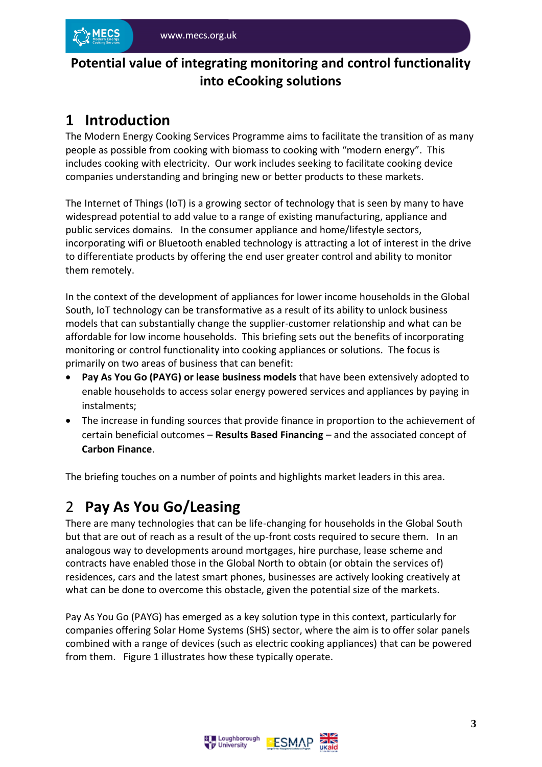# Potential value of integrating monitoring and control functionality into eCooking solutions

## 1 Introduction

The Modern Energy Cooking Services Programme aims to facilitate the transition of as many people as possible from cooking with biomass to cooking with "modern energy". This includes cooking with electricity. Our work includes seeking to facilitate cooking device companies understanding and bringing new or better products to these markets.

The Internet of Things (IoT) is a growing sector of technology that is seen by many to have widespread potential to add value to a range of existing manufacturing, appliance and public services domains. In the consumer appliance and home/lifestyle sectors, incorporating wifi or Bluetooth enabled technology is attracting a lot of interest in the drive to differentiate products by offering the end user greater control and ability to monitor them remotely.

In the context of the development of appliances for lower income households in the Global South, IoT technology can be transformative as a result of its ability to unlock business models that can substantially change the supplier-customer relationship and what can be affordable for low income households. This briefing sets out the benefits of incorporating monitoring or control functionality into cooking appliances or solutions. The focus is primarily on two areas of business that can benefit:

- **Pay As You Go (PAYG) or lease business models** that have been extensively adopted to enable households to access solar energy powered services and appliances by paying in instalments;
- The increase in funding sources that provide finance in proportion to the achievement of certain beneficial outcomes – **Results Based Financing** – and the associated concept of **Carbon Finance**.

The briefing touches on a number of points and highlights market leaders in this area.

## 2 Pay As You Go/Leasing

There are many technologies that can be life-changing for households in the Global South but that are out of reach as a result of the up-front costs required to secure them. In an analogous way to developments around mortgages, hire purchase, lease scheme and contracts have enabled those in the Global North to obtain (or obtain the services of) residences, cars and the latest smart phones, businesses are actively looking creatively at what can be done to overcome this obstacle, given the potential size of the markets.

Pay As You Go (PAYG) has emerged as a key solution type in this context, particularly for companies offering Solar Home Systems (SHS) sector, where the aim is to offer solar panels combined with a range of devices (such as electric cooking appliances) that can be powered from them. Figure 1 illustrates how these typically operate.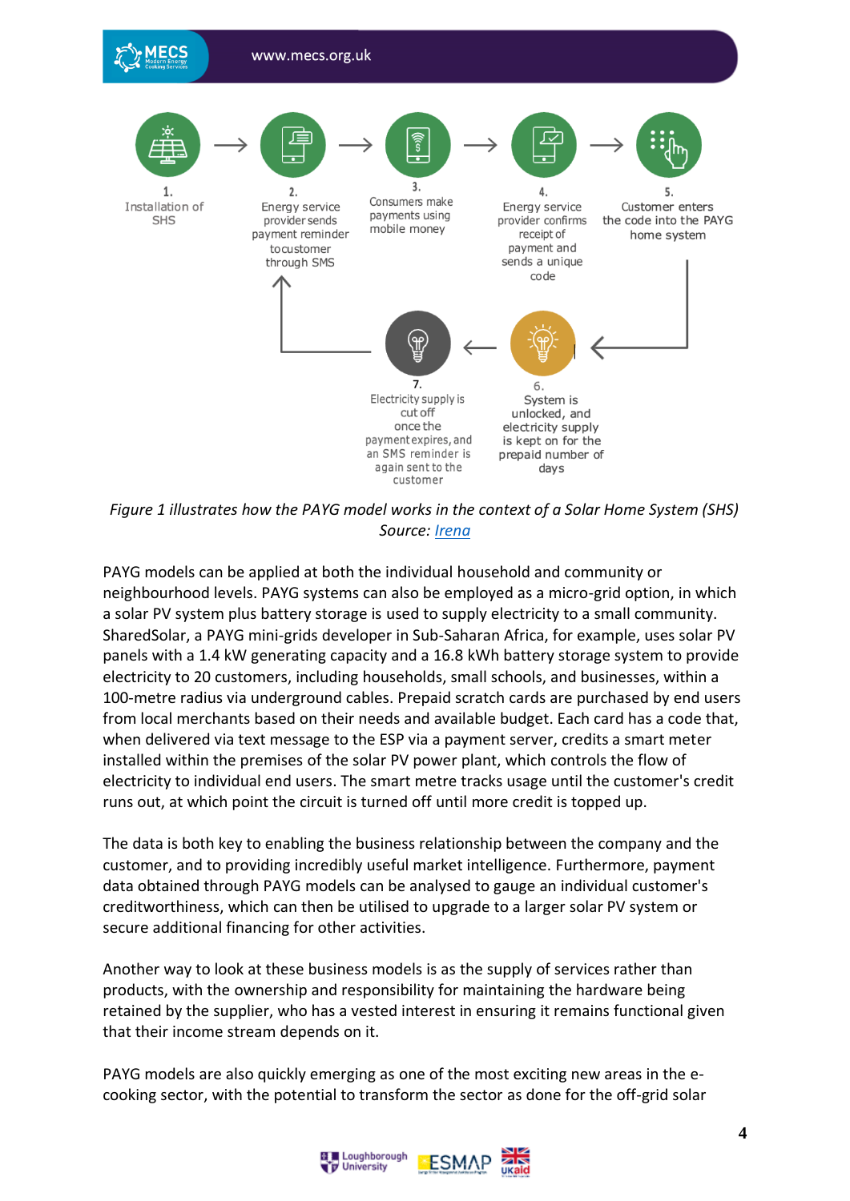1. Installation of SHS
2. Energy service provider sends payment reminder tocustomer through SMS
3. Consumers make payments using mobile money
4. Energy service provider confirms receipt of payment and sends a unique code
5. Customer enters the code into the PAYG home system
6. System is unlocked, and electricity supply is kept on for the prepaid number of days
7. Electricity supply is cut off once the payment expires, and an SMS reminder is again sent to the customer

*Figure 1 illustrates how the PAYG model works in the context of a Solar Home System (SHS)*
*Source: Irena*

PAYG models can be applied at both the individual household and community or neighbourhood levels. PAYG systems can also be employed as a micro-grid option, in which a solar PV system plus battery storage is used to supply electricity to a small community. SharedSolar, a PAYG mini-grids developer in Sub-Saharan Africa, for example, uses solar PV panels with a 1.4 kW generating capacity and a 16.8 kWh battery storage system to provide electricity to 20 customers, including households, small schools, and businesses, within a 100-metre radius via underground cables. Prepaid scratch cards are purchased by end users from local merchants based on their needs and available budget. Each card has a code that, when delivered via text message to the ESP via a payment server, credits a smart meter installed within the premises of the solar PV power plant, which controls the flow of electricity to individual end users. The smart metre tracks usage until the customer's credit runs out, at which point the circuit is turned off until more credit is topped up.

The data is both key to enabling the business relationship between the company and the customer, and to providing incredibly useful market intelligence. Furthermore, payment data obtained through PAYG models can be analysed to gauge an individual customer's creditworthiness, which can then be utilised to upgrade to a larger solar PV system or secure additional financing for other activities.

Another way to look at these business models is as the supply of services rather than products, with the ownership and responsibility for maintaining the hardware being retained by the supplier, who has a vested interest in ensuring it remains functional given that their income stream depends on it.

PAYG models are also quickly emerging as one of the most exciting new areas in the e-cooking sector, with the potential to transform the sector as done for the off-grid solar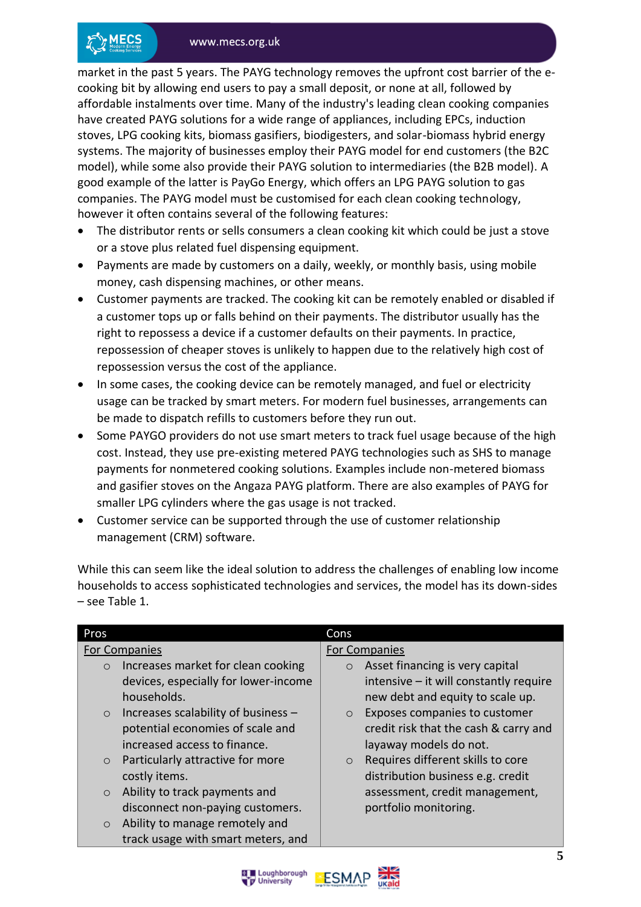market in the past 5 years. The PAYG technology removes the upfront cost barrier of the e-cooking bit by allowing end users to pay a small deposit, or none at all, followed by affordable instalments over time. Many of the industry's leading clean cooking companies have created PAYG solutions for a wide range of appliances, including EPCs, induction stoves, LPG cooking kits, biomass gasifiers, biodigesters, and solar-biomass hybrid energy systems. The majority of businesses employ their PAYG model for end customers (the B2C model), while some also provide their PAYG solution to intermediaries (the B2B model). A good example of the latter is PayGo Energy, which offers an LPG PAYG solution to gas companies. The PAYG model must be customised for each clean cooking technology, however it often contains several of the following features:

- The distributor rents or sells consumers a clean cooking kit which could be just a stove or a stove plus related fuel dispensing equipment.
- Payments are made by customers on a daily, weekly, or monthly basis, using mobile money, cash dispensing machines, or other means.
- Customer payments are tracked. The cooking kit can be remotely enabled or disabled if a customer tops up or falls behind on their payments. The distributor usually has the right to repossess a device if a customer defaults on their payments. In practice, repossession of cheaper stoves is unlikely to happen due to the relatively high cost of repossession versus the cost of the appliance.
- In some cases, the cooking device can be remotely managed, and fuel or electricity usage can be tracked by smart meters. For modern fuel businesses, arrangements can be made to dispatch refills to customers before they run out.
- Some PAYGO providers do not use smart meters to track fuel usage because of the high cost. Instead, they use pre-existing metered PAYG technologies such as SHS to manage payments for nonmetered cooking solutions. Examples include non-metered biomass and gasifier stoves on the Angaza PAYG platform. There are also examples of PAYG for smaller LPG cylinders where the gas usage is not tracked.
- Customer service can be supported through the use of customer relationship management (CRM) software.

While this can seem like the ideal solution to address the challenges of enabling low income households to access sophisticated technologies and services, the model has its down-sides – see Table 1.

| Pros | Cons |
|---|---|
| For Companies<br>○ Increases market for clean cooking devices, especially for lower-income households.<br>○ Increases scalability of business – potential economies of scale and increased access to finance.<br>○ Particularly attractive for more costly items.<br>○ Ability to track payments and disconnect non-paying customers.<br>○ Ability to manage remotely and track usage with smart meters, and | For Companies<br>○ Asset financing is very capital intensive – it will constantly require new debt and equity to scale up.<br>○ Exposes companies to customer credit risk that the cash & carry and layaway models do not.<br>○ Requires different skills to core distribution business e.g. credit assessment, credit management, portfolio monitoring. |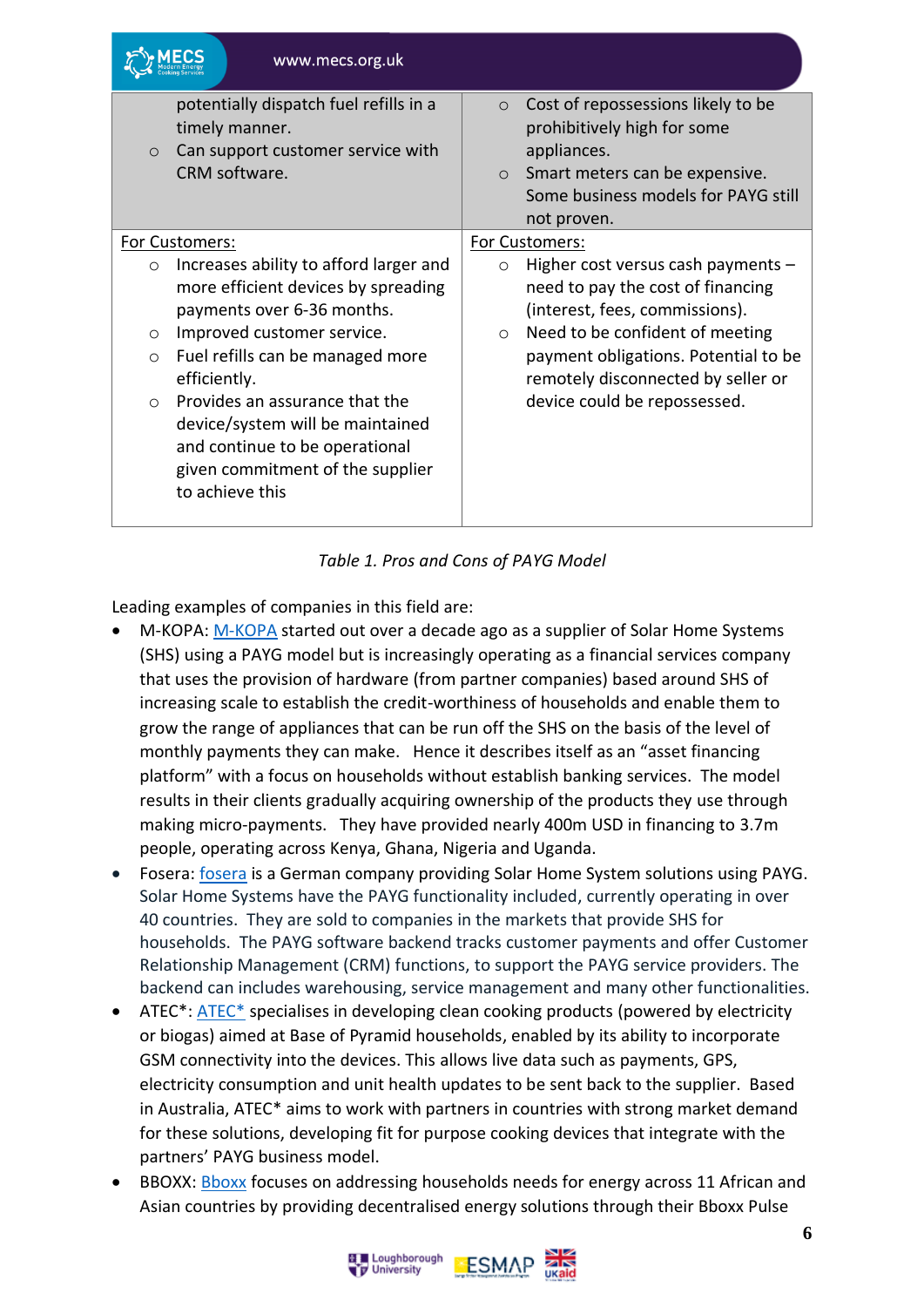| | |
|---|---|
| potentially dispatch fuel refills in a timely manner.<br>○ Can support customer service with CRM software. | ○ Cost of repossessions likely to be prohibitively high for some appliances.<br>○ Smart meters can be expensive. Some business models for PAYG still not proven. |
| For Customers:<br>○ Increases ability to afford larger and more efficient devices by spreading payments over 6-36 months.<br>○ Improved customer service.<br>○ Fuel refills can be managed more efficiently.<br>○ Provides an assurance that the device/system will be maintained and continue to be operational given commitment of the supplier to achieve this | For Customers:<br>○ Higher cost versus cash payments – need to pay the cost of financing (interest, fees, commissions).<br>○ Need to be confident of meeting payment obligations. Potential to be remotely disconnected by seller or device could be repossessed. |

*Table 1. Pros and Cons of PAYG Model*

Leading examples of companies in this field are:

- M-KOPA: M-KOPA started out over a decade ago as a supplier of Solar Home Systems (SHS) using a PAYG model but is increasingly operating as a financial services company that uses the provision of hardware (from partner companies) based around SHS of increasing scale to establish the credit-worthiness of households and enable them to grow the range of appliances that can be run off the SHS on the basis of the level of monthly payments they can make. Hence it describes itself as an "asset financing platform" with a focus on households without establish banking services. The model results in their clients gradually acquiring ownership of the products they use through making micro-payments. They have provided nearly 400m USD in financing to 3.7m people, operating across Kenya, Ghana, Nigeria and Uganda.
- Fosera: fosera is a German company providing Solar Home System solutions using PAYG. Solar Home Systems have the PAYG functionality included, currently operating in over 40 countries. They are sold to companies in the markets that provide SHS for households. The PAYG software backend tracks customer payments and offer Customer Relationship Management (CRM) functions, to support the PAYG service providers. The backend can includes warehousing, service management and many other functionalities.
- ATEC*: ATEC* specialises in developing clean cooking products (powered by electricity or biogas) aimed at Base of Pyramid households, enabled by its ability to incorporate GSM connectivity into the devices. This allows live data such as payments, GPS, electricity consumption and unit health updates to be sent back to the supplier. Based in Australia, ATEC* aims to work with partners in countries with strong market demand for these solutions, developing fit for purpose cooking devices that integrate with the partners' PAYG business model.
- BBOXX: Bboxx focuses on addressing households needs for energy across 11 African and Asian countries by providing decentralised energy solutions through their Bboxx Pulse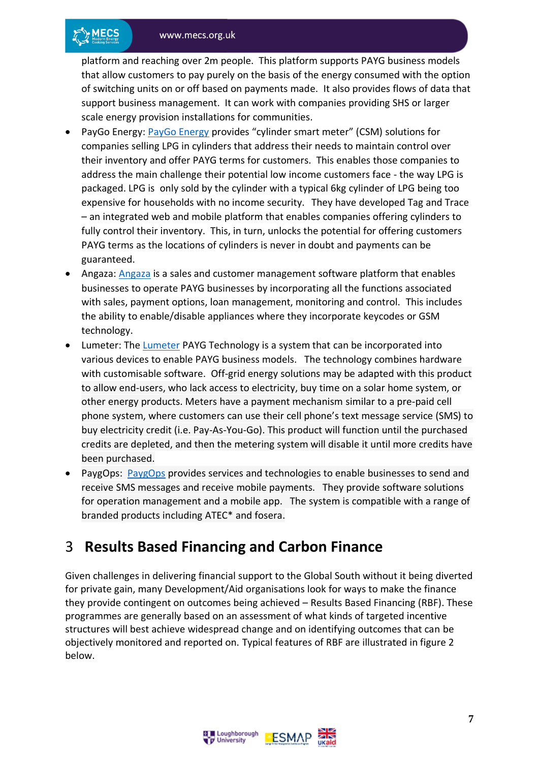platform and reaching over 2m people. This platform supports PAYG business models that allow customers to pay purely on the basis of the energy consumed with the option of switching units on or off based on payments made. It also provides flows of data that support business management. It can work with companies providing SHS or larger scale energy provision installations for communities.

- PayGo Energy: PayGo Energy provides "cylinder smart meter" (CSM) solutions for companies selling LPG in cylinders that address their needs to maintain control over their inventory and offer PAYG terms for customers. This enables those companies to address the main challenge their potential low income customers face - the way LPG is packaged. LPG is only sold by the cylinder with a typical 6kg cylinder of LPG being too expensive for households with no income security. They have developed Tag and Trace – an integrated web and mobile platform that enables companies offering cylinders to fully control their inventory. This, in turn, unlocks the potential for offering customers PAYG terms as the locations of cylinders is never in doubt and payments can be guaranteed.
- Angaza: Angaza is a sales and customer management software platform that enables businesses to operate PAYG businesses by incorporating all the functions associated with sales, payment options, loan management, monitoring and control. This includes the ability to enable/disable appliances where they incorporate keycodes or GSM technology.
- Lumeter: The Lumeter PAYG Technology is a system that can be incorporated into various devices to enable PAYG business models. The technology combines hardware with customisable software. Off-grid energy solutions may be adapted with this product to allow end-users, who lack access to electricity, buy time on a solar home system, or other energy products. Meters have a payment mechanism similar to a pre-paid cell phone system, where customers can use their cell phone's text message service (SMS) to buy electricity credit (i.e. Pay-As-You-Go). This product will function until the purchased credits are depleted, and then the metering system will disable it until more credits have been purchased.
- PaygOps: PaygOps provides services and technologies to enable businesses to send and receive SMS messages and receive mobile payments. They provide software solutions for operation management and a mobile app. The system is compatible with a range of branded products including ATEC* and fosera.

# 3 Results Based Financing and Carbon Finance

Given challenges in delivering financial support to the Global South without it being diverted for private gain, many Development/Aid organisations look for ways to make the finance they provide contingent on outcomes being achieved – Results Based Financing (RBF). These programmes are generally based on an assessment of what kinds of targeted incentive structures will best achieve widespread change and on identifying outcomes that can be objectively monitored and reported on. Typical features of RBF are illustrated in figure 2 below.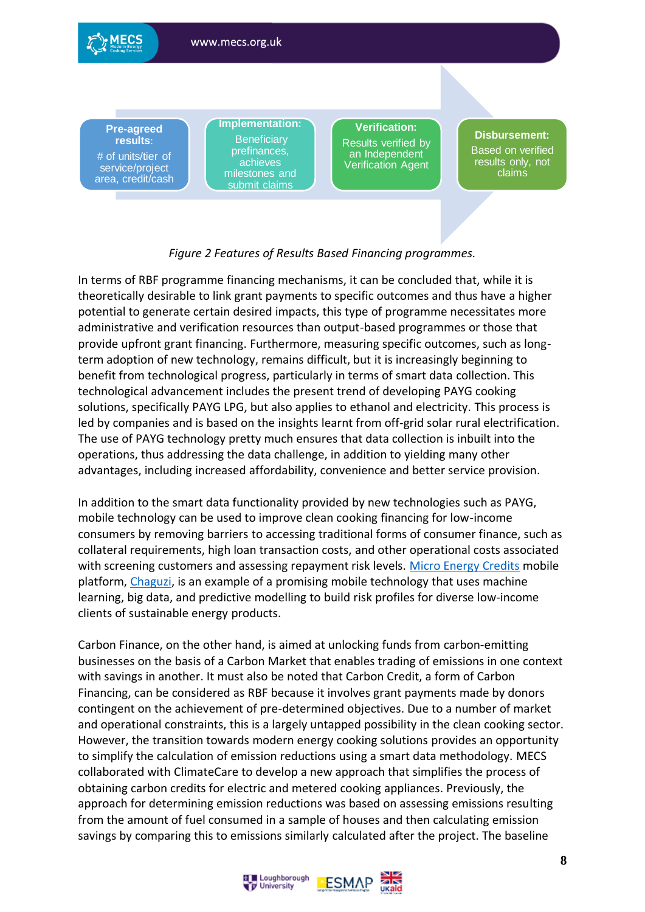**Pre-agreed results**: # of units/tier of service/project area, credit/cash

**Implementation:** Beneficiary prefinances, achieves milestones and submit claims

**Verification:** Results verified by an Independent Verification Agent

**Disbursement:** Based on verified results only, not claims

*Figure 2 Features of Results Based Financing programmes.*

In terms of RBF programme financing mechanisms, it can be concluded that, while it is theoretically desirable to link grant payments to specific outcomes and thus have a higher potential to generate certain desired impacts, this type of programme necessitates more administrative and verification resources than output-based programmes or those that provide upfront grant financing. Furthermore, measuring specific outcomes, such as long-term adoption of new technology, remains difficult, but it is increasingly beginning to benefit from technological progress, particularly in terms of smart data collection. This technological advancement includes the present trend of developing PAYG cooking solutions, specifically PAYG LPG, but also applies to ethanol and electricity. This process is led by companies and is based on the insights learnt from off-grid solar rural electrification. The use of PAYG technology pretty much ensures that data collection is inbuilt into the operations, thus addressing the data challenge, in addition to yielding many other advantages, including increased affordability, convenience and better service provision.

In addition to the smart data functionality provided by new technologies such as PAYG, mobile technology can be used to improve clean cooking financing for low-income consumers by removing barriers to accessing traditional forms of consumer finance, such as collateral requirements, high loan transaction costs, and other operational costs associated with screening customers and assessing repayment risk levels. Micro Energy Credits mobile platform, Chaguzi, is an example of a promising mobile technology that uses machine learning, big data, and predictive modelling to build risk profiles for diverse low-income clients of sustainable energy products.

Carbon Finance, on the other hand, is aimed at unlocking funds from carbon-emitting businesses on the basis of a Carbon Market that enables trading of emissions in one context with savings in another. It must also be noted that Carbon Credit, a form of Carbon Financing, can be considered as RBF because it involves grant payments made by donors contingent on the achievement of pre-determined objectives. Due to a number of market and operational constraints, this is a largely untapped possibility in the clean cooking sector. However, the transition towards modern energy cooking solutions provides an opportunity to simplify the calculation of emission reductions using a smart data methodology. MECS collaborated with ClimateCare to develop a new approach that simplifies the process of obtaining carbon credits for electric and metered cooking appliances. Previously, the approach for determining emission reductions was based on assessing emissions resulting from the amount of fuel consumed in a sample of houses and then calculating emission savings by comparing this to emissions similarly calculated after the project. The baseline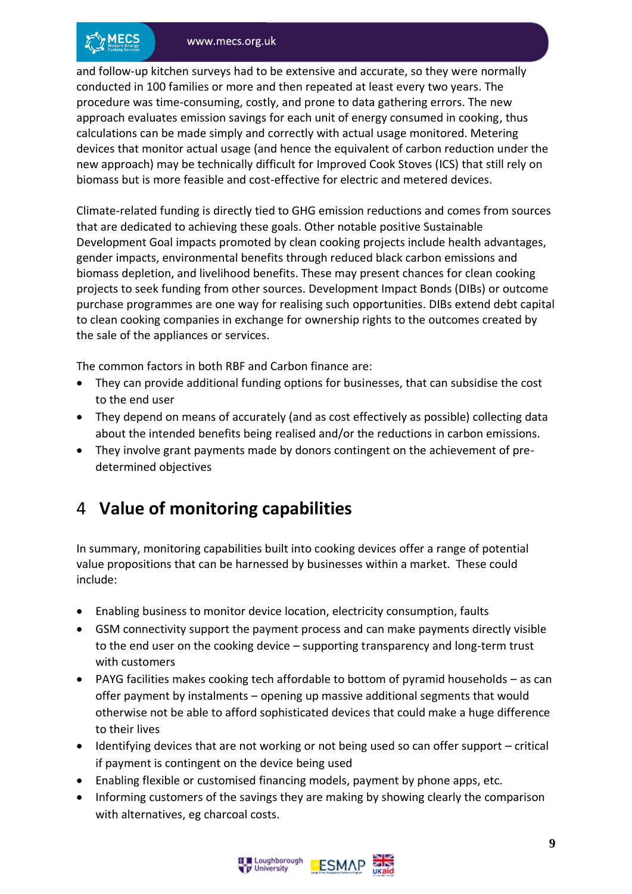and follow-up kitchen surveys had to be extensive and accurate, so they were normally conducted in 100 families or more and then repeated at least every two years. The procedure was time-consuming, costly, and prone to data gathering errors. The new approach evaluates emission savings for each unit of energy consumed in cooking, thus calculations can be made simply and correctly with actual usage monitored. Metering devices that monitor actual usage (and hence the equivalent of carbon reduction under the new approach) may be technically difficult for Improved Cook Stoves (ICS) that still rely on biomass but is more feasible and cost-effective for electric and metered devices.

Climate-related funding is directly tied to GHG emission reductions and comes from sources that are dedicated to achieving these goals. Other notable positive Sustainable Development Goal impacts promoted by clean cooking projects include health advantages, gender impacts, environmental benefits through reduced black carbon emissions and biomass depletion, and livelihood benefits. These may present chances for clean cooking projects to seek funding from other sources. Development Impact Bonds (DIBs) or outcome purchase programmes are one way for realising such opportunities. DIBs extend debt capital to clean cooking companies in exchange for ownership rights to the outcomes created by the sale of the appliances or services.

The common factors in both RBF and Carbon finance are:

- They can provide additional funding options for businesses, that can subsidise the cost to the end user
- They depend on means of accurately (and as cost effectively as possible) collecting data about the intended benefits being realised and/or the reductions in carbon emissions.
- They involve grant payments made by donors contingent on the achievement of pre-determined objectives

# 4 Value of monitoring capabilities

In summary, monitoring capabilities built into cooking devices offer a range of potential value propositions that can be harnessed by businesses within a market. These could include:

- Enabling business to monitor device location, electricity consumption, faults
- GSM connectivity support the payment process and can make payments directly visible to the end user on the cooking device – supporting transparency and long-term trust with customers
- PAYG facilities makes cooking tech affordable to bottom of pyramid households – as can offer payment by instalments – opening up massive additional segments that would otherwise not be able to afford sophisticated devices that could make a huge difference to their lives
- Identifying devices that are not working or not being used so can offer support – critical if payment is contingent on the device being used
- Enabling flexible or customised financing models, payment by phone apps, etc.
- Informing customers of the savings they are making by showing clearly the comparison with alternatives, eg charcoal costs.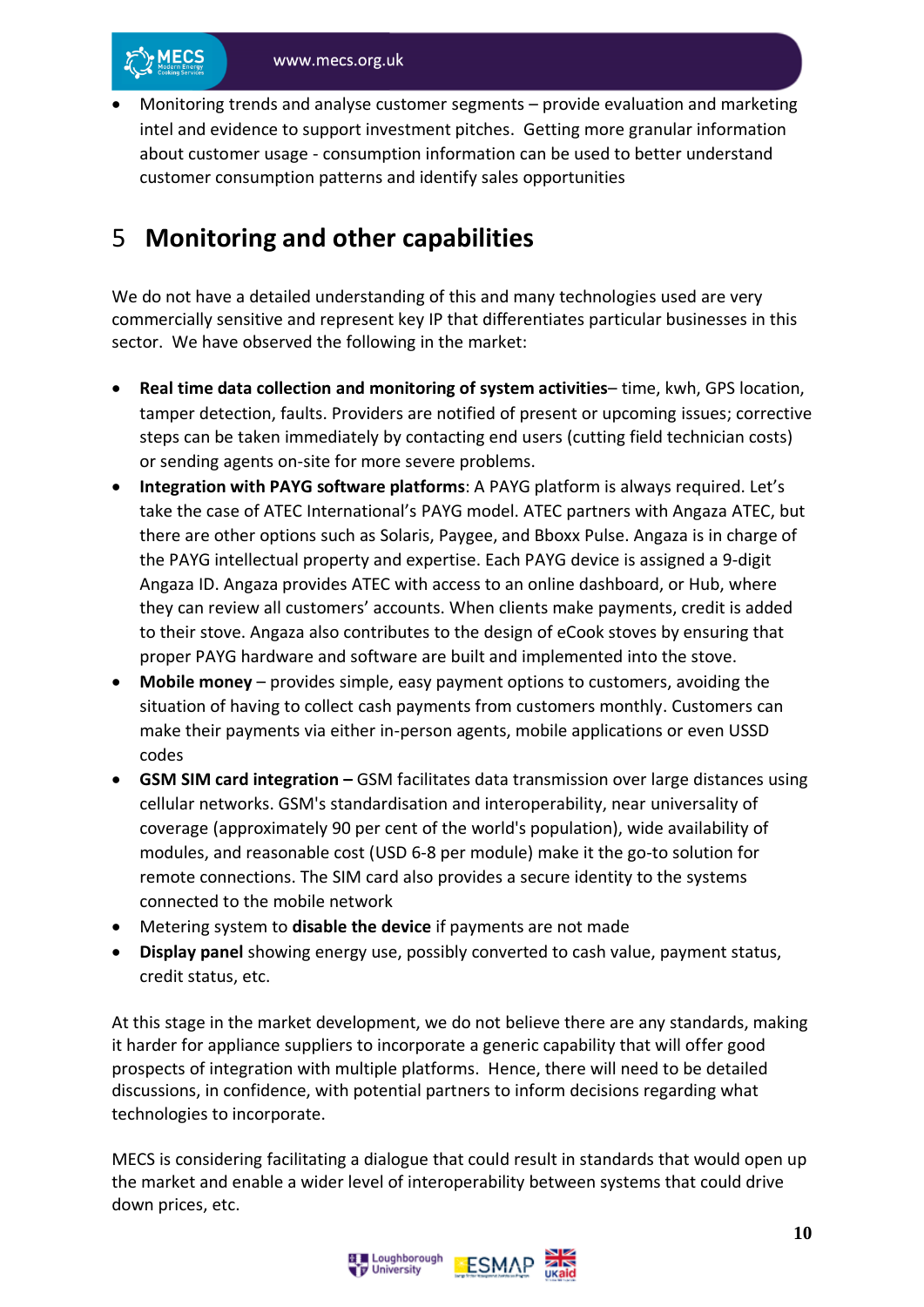- Monitoring trends and analyse customer segments – provide evaluation and marketing intel and evidence to support investment pitches. Getting more granular information about customer usage - consumption information can be used to better understand customer consumption patterns and identify sales opportunities

## 5 Monitoring and other capabilities

We do not have a detailed understanding of this and many technologies used are very commercially sensitive and represent key IP that differentiates particular businesses in this sector. We have observed the following in the market:

- **Real time data collection and monitoring of system activities**– time, kwh, GPS location, tamper detection, faults. Providers are notified of present or upcoming issues; corrective steps can be taken immediately by contacting end users (cutting field technician costs) or sending agents on-site for more severe problems.
- **Integration with PAYG software platforms**: A PAYG platform is always required. Let's take the case of ATEC International's PAYG model. ATEC partners with Angaza ATEC, but there are other options such as Solaris, Paygee, and Bboxx Pulse. Angaza is in charge of the PAYG intellectual property and expertise. Each PAYG device is assigned a 9-digit Angaza ID. Angaza provides ATEC with access to an online dashboard, or Hub, where they can review all customers' accounts. When clients make payments, credit is added to their stove. Angaza also contributes to the design of eCook stoves by ensuring that proper PAYG hardware and software are built and implemented into the stove.
- **Mobile money** – provides simple, easy payment options to customers, avoiding the situation of having to collect cash payments from customers monthly. Customers can make their payments via either in-person agents, mobile applications or even USSD codes
- **GSM SIM card integration –** GSM facilitates data transmission over large distances using cellular networks. GSM's standardisation and interoperability, near universality of coverage (approximately 90 per cent of the world's population), wide availability of modules, and reasonable cost (USD 6-8 per module) make it the go-to solution for remote connections. The SIM card also provides a secure identity to the systems connected to the mobile network
- Metering system to **disable the device** if payments are not made
- **Display panel** showing energy use, possibly converted to cash value, payment status, credit status, etc.

At this stage in the market development, we do not believe there are any standards, making it harder for appliance suppliers to incorporate a generic capability that will offer good prospects of integration with multiple platforms. Hence, there will need to be detailed discussions, in confidence, with potential partners to inform decisions regarding what technologies to incorporate.

MECS is considering facilitating a dialogue that could result in standards that would open up the market and enable a wider level of interoperability between systems that could drive down prices, etc.